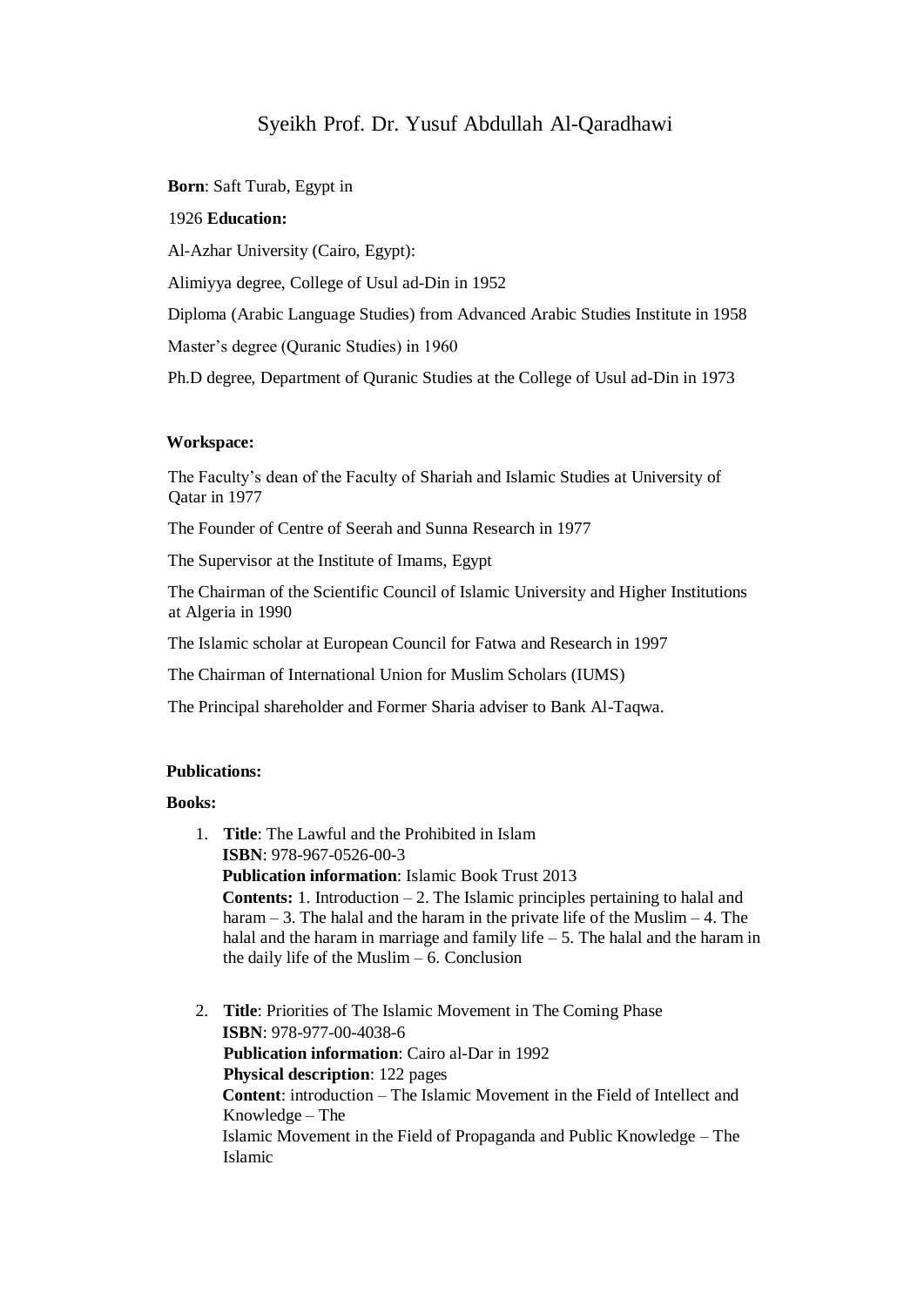# Syeikh Prof. Dr. Yusuf Abdullah Al-Qaradhawi

**Born**: Saft Turab, Egypt in

1926 **Education:**

Al-Azhar University (Cairo, Egypt):

Alimiyya degree, College of Usul ad-Din in 1952

Diploma (Arabic Language Studies) from Advanced Arabic Studies Institute in 1958

Master's degree (Quranic Studies) in 1960

Ph.D degree, Department of Quranic Studies at the College of Usul ad-Din in 1973

**Workspace:**

The Faculty's dean of the Faculty of Shariah and Islamic Studies at University of Qatar in 1977

The Founder of Centre of Seerah and Sunna Research in 1977

The Supervisor at the Institute of Imams, Egypt

The Chairman of the Scientific Council of Islamic University and Higher Institutions at Algeria in 1990

The Islamic scholar at European Council for Fatwa and Research in 1997

The Chairman of International Union for Muslim Scholars (IUMS)

The Principal shareholder and Former Sharia adviser to Bank Al-Taqwa.

**Publications:**

**Books:**

1. **Title**: The Lawful and the Prohibited in Islam
   **ISBN**: 978-967-0526-00-3
   **Publication information**: Islamic Book Trust 2013
   **Contents:** 1. Introduction – 2. The Islamic principles pertaining to halal and haram – 3. The halal and the haram in the private life of the Muslim – 4. The halal and the haram in marriage and family life – 5. The halal and the haram in the daily life of the Muslim – 6. Conclusion

2. **Title**: Priorities of The Islamic Movement in The Coming Phase
   **ISBN**: 978-977-00-4038-6
   **Publication information**: Cairo al-Dar in 1992
   **Physical description**: 122 pages
   **Content**: introduction – The Islamic Movement in the Field of Intellect and Knowledge – The
   Islamic Movement in the Field of Propaganda and Public Knowledge – The Islamic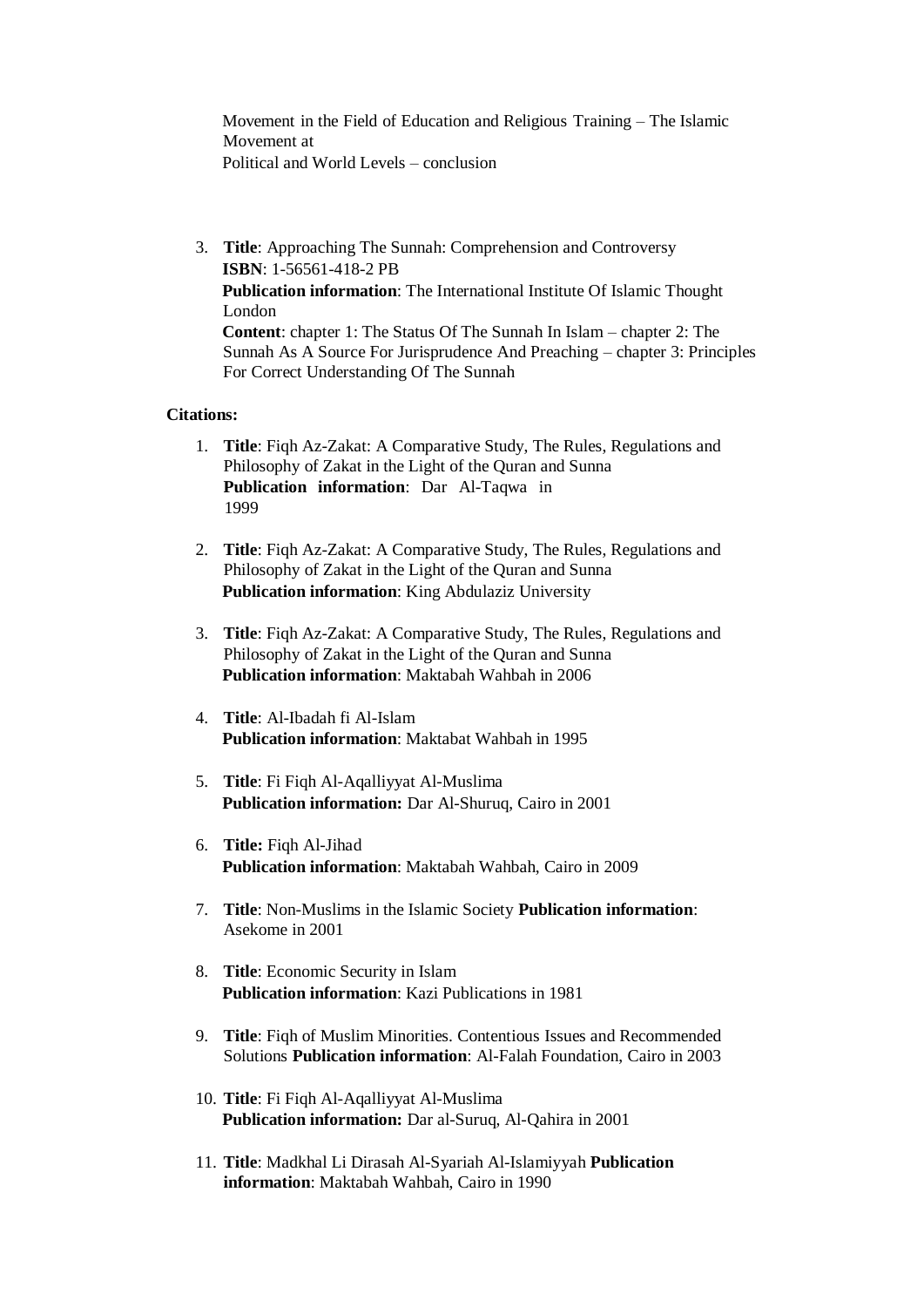Movement in the Field of Education and Religious Training – The Islamic Movement at
Political and World Levels – conclusion

3. **Title**: Approaching The Sunnah: Comprehension and Controversy
   **ISBN**: 1-56561-418-2 PB
   **Publication information**: The International Institute Of Islamic Thought London
   **Content**: chapter 1: The Status Of The Sunnah In Islam – chapter 2: The Sunnah As A Source For Jurisprudence And Preaching – chapter 3: Principles For Correct Understanding Of The Sunnah

**Citations:**

1. **Title**: Fiqh Az-Zakat: A Comparative Study, The Rules, Regulations and Philosophy of Zakat in the Light of the Quran and Sunna
   **Publication information**: Dar Al-Taqwa in 1999

2. **Title**: Fiqh Az-Zakat: A Comparative Study, The Rules, Regulations and Philosophy of Zakat in the Light of the Quran and Sunna
   **Publication information**: King Abdulaziz University

3. **Title**: Fiqh Az-Zakat: A Comparative Study, The Rules, Regulations and Philosophy of Zakat in the Light of the Quran and Sunna
   **Publication information**: Maktabah Wahbah in 2006

4. **Title**: Al-Ibadah fi Al-Islam
   **Publication information**: Maktabat Wahbah in 1995

5. **Title**: Fi Fiqh Al-Aqalliyyat Al-Muslima
   **Publication information:** Dar Al-Shuruq, Cairo in 2001

6. **Title:** Fiqh Al-Jihad
   **Publication information**: Maktabah Wahbah, Cairo in 2009

7. **Title**: Non-Muslims in the Islamic Society **Publication information**: Asekome in 2001

8. **Title**: Economic Security in Islam
   **Publication information**: Kazi Publications in 1981

9. **Title**: Fiqh of Muslim Minorities. Contentious Issues and Recommended Solutions **Publication information**: Al-Falah Foundation, Cairo in 2003

10. **Title**: Fi Fiqh Al-Aqalliyyat Al-Muslima
    **Publication information:** Dar al-Suruq, Al-Qahira in 2001

11. **Title**: Madkhal Li Dirasah Al-Syariah Al-Islamiyyah **Publication information**: Maktabah Wahbah, Cairo in 1990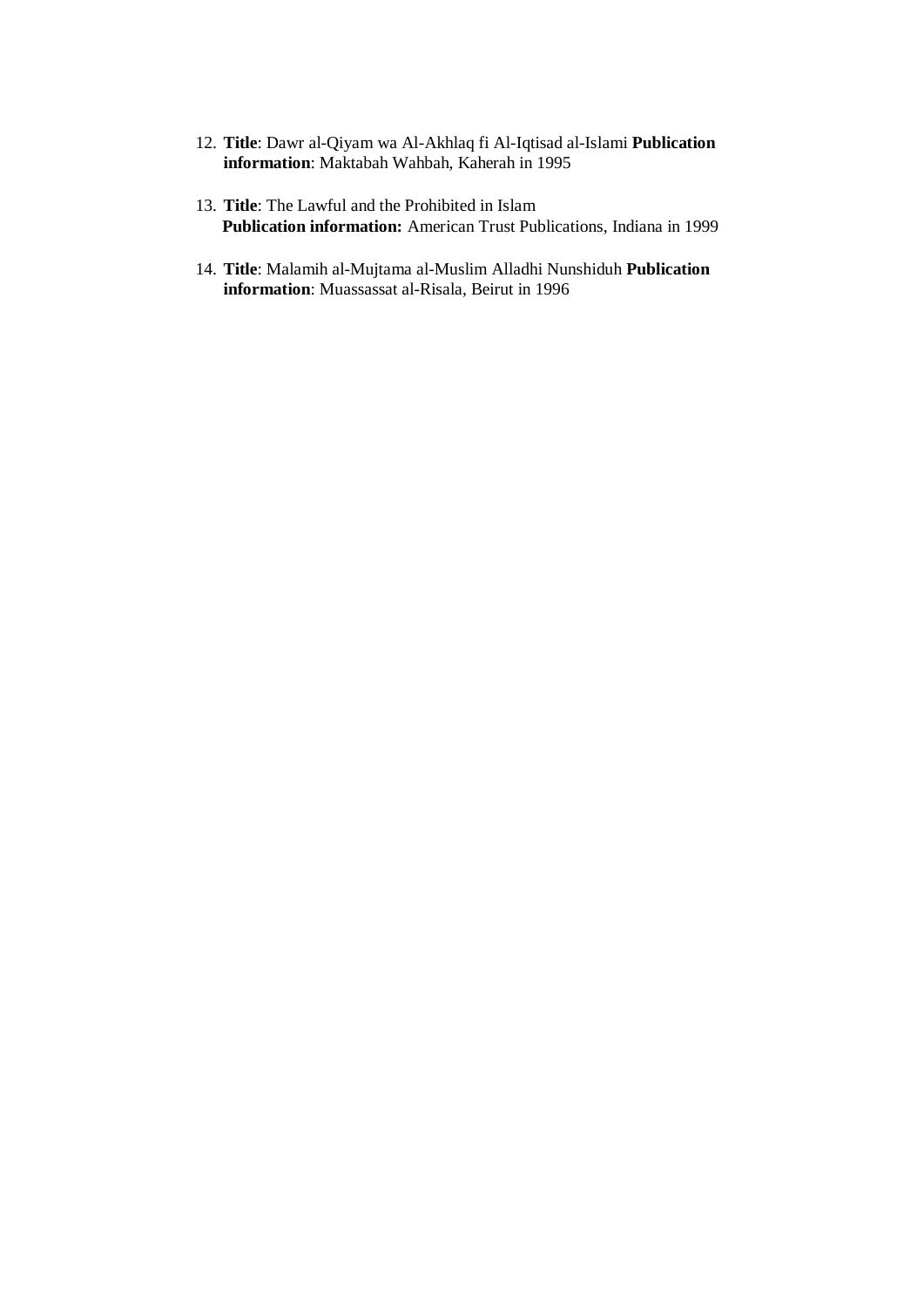12. **Title**: Dawr al-Qiyam wa Al-Akhlaq fi Al-Iqtisad al-Islami **Publication information**: Maktabah Wahbah, Kaherah in 1995

13. **Title**: The Lawful and the Prohibited in Islam
    **Publication information:** American Trust Publications, Indiana in 1999

14. **Title**: Malamih al-Mujtama al-Muslim Alladhi Nunshiduh **Publication information**: Muassassat al-Risala, Beirut in 1996